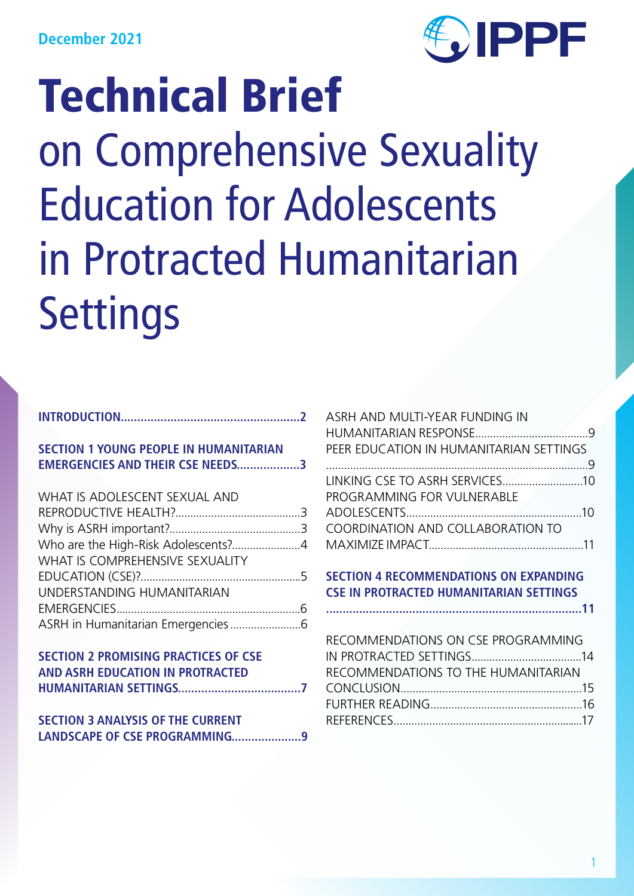December 2021

IPPF

# Technical Brief

## on Comprehensive Sexuality Education for Adolescents in Protracted Humanitarian Settings

**INTRODUCTION......................................................2**

**SECTION 1 YOUNG PEOPLE IN HUMANITARIAN EMERGENCIES AND THEIR CSE NEEDS...................3**

WHAT IS ADOLESCENT SEXUAL AND REPRODUCTIVE HEALTH?..........................................3
Why is ASRH important?............................................3
Who are the High-Risk Adolescents?.......................4
WHAT IS COMPREHENSIVE SEXUALITY EDUCATION (CSE)?.....................................................5
UNDERSTANDING HUMANITARIAN EMERGENCIES.............................................................6
ASRH in Humanitarian Emergencies........................6

**SECTION 2 PROMISING PRACTICES OF CSE AND ASRH EDUCATION IN PROTRACTED HUMANITARIAN SETTINGS.....................................7**

**SECTION 3 ANALYSIS OF THE CURRENT LANDSCAPE OF CSE PROGRAMMING.....................9**

ASRH AND MULTI-YEAR FUNDING IN HUMANITARIAN RESPONSE.....................................9
PEER EDUCATION IN HUMANITARIAN SETTINGS .......................................................................................9
LINKING CSE TO ASRH SERVICES...........................10
PROGRAMMING FOR VULNERABLE ADOLESCENTS...........................................................10
COORDINATION AND COLLABORATION TO MAXIMIZE IMPACT....................................................11

**SECTION 4 RECOMMENDATIONS ON EXPANDING CSE IN PROTRACTED HUMANITARIAN SETTINGS .............................................................................11**

RECOMMENDATIONS ON CSE PROGRAMMING IN PROTRACTED SETTINGS.....................................14
RECOMMENDATIONS TO THE HUMANITARIAN
CONCLUSION.............................................................15
FURTHER READING...................................................16
REFERENCES...............................................................17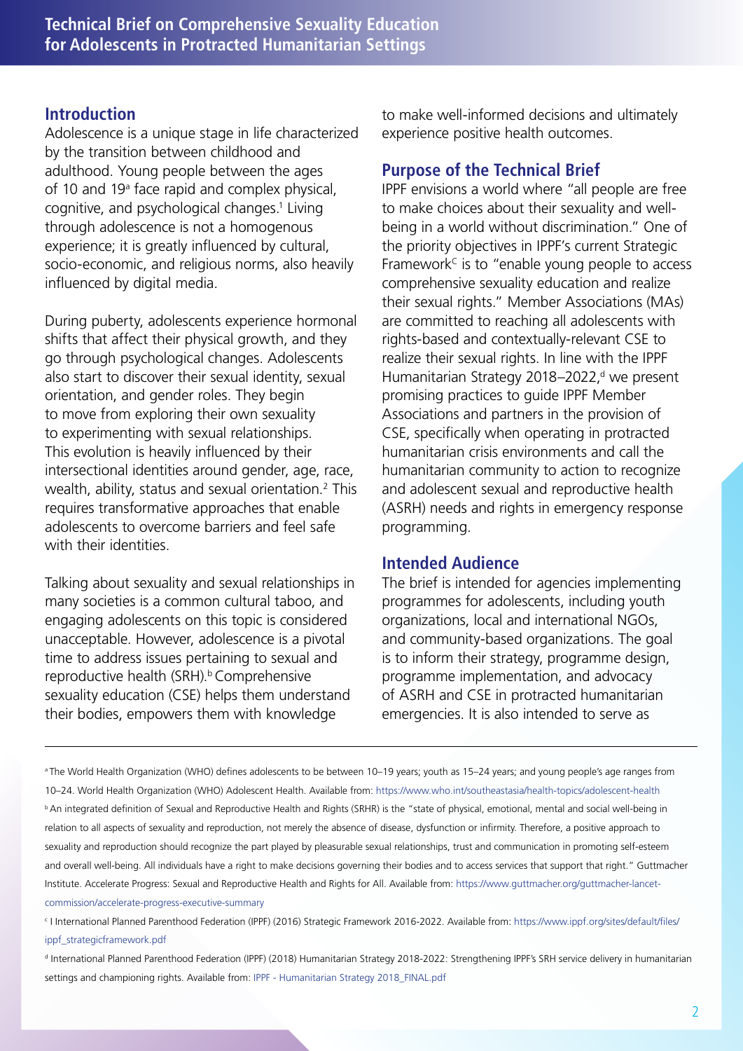## Introduction

Adolescence is a unique stage in life characterized by the transition between childhood and adulthood. Young people between the ages of 10 and 19[a] face rapid and complex physical, cognitive, and psychological changes.[1] Living through adolescence is not a homogenous experience; it is greatly influenced by cultural, socio-economic, and religious norms, also heavily influenced by digital media.

During puberty, adolescents experience hormonal shifts that affect their physical growth, and they go through psychological changes. Adolescents also start to discover their sexual identity, sexual orientation, and gender roles. They begin to move from exploring their own sexuality to experimenting with sexual relationships. This evolution is heavily influenced by their intersectional identities around gender, age, race, wealth, ability, status and sexual orientation.[2] This requires transformative approaches that enable adolescents to overcome barriers and feel safe with their identities.

Talking about sexuality and sexual relationships in many societies is a common cultural taboo, and engaging adolescents on this topic is considered unacceptable. However, adolescence is a pivotal time to address issues pertaining to sexual and reproductive health (SRH).[b] Comprehensive sexuality education (CSE) helps them understand their bodies, empowers them with knowledge to make well-informed decisions and ultimately experience positive health outcomes.

## Purpose of the Technical Brief

IPPF envisions a world where "all people are free to make choices about their sexuality and well-being in a world without discrimination." One of the priority objectives in IPPF's current Strategic Framework[C] is to "enable young people to access comprehensive sexuality education and realize their sexual rights." Member Associations (MAs) are committed to reaching all adolescents with rights-based and contextually-relevant CSE to realize their sexual rights. In line with the IPPF Humanitarian Strategy 2018–2022,[d] we present promising practices to guide IPPF Member Associations and partners in the provision of CSE, specifically when operating in protracted humanitarian crisis environments and call the humanitarian community to action to recognize and adolescent sexual and reproductive health (ASRH) needs and rights in emergency response programming.

## Intended Audience

The brief is intended for agencies implementing programmes for adolescents, including youth organizations, local and international NGOs, and community-based organizations. The goal is to inform their strategy, programme design, programme implementation, and advocacy of ASRH and CSE in protracted humanitarian emergencies. It is also intended to serve as

---

[a] The World Health Organization (WHO) defines adolescents to be between 10–19 years; youth as 15–24 years; and young people's age ranges from 10–24. World Health Organization (WHO) Adolescent Health. Available from: https://www.who.int/southeastasia/health-topics/adolescent-health

[b] An integrated definition of Sexual and Reproductive Health and Rights (SRHR) is the "state of physical, emotional, mental and social well-being in relation to all aspects of sexuality and reproduction, not merely the absence of disease, dysfunction or infirmity. Therefore, a positive approach to sexuality and reproduction should recognize the part played by pleasurable sexual relationships, trust and communication in promoting self-esteem and overall well-being. All individuals have a right to make decisions governing their bodies and to access services that support that right." Guttmacher Institute. Accelerate Progress: Sexual and Reproductive Health and Rights for All. Available from: https://www.guttmacher.org/guttmacher-lancet-commission/accelerate-progress-executive-summary

[c] I International Planned Parenthood Federation (IPPF) (2016) Strategic Framework 2016-2022. Available from: https://www.ippf.org/sites/default/files/ippf_strategicframework.pdf

[d] International Planned Parenthood Federation (IPPF) (2018) Humanitarian Strategy 2018-2022: Strengthening IPPF's SRH service delivery in humanitarian settings and championing rights. Available from: IPPF - Humanitarian Strategy 2018_FINAL.pdf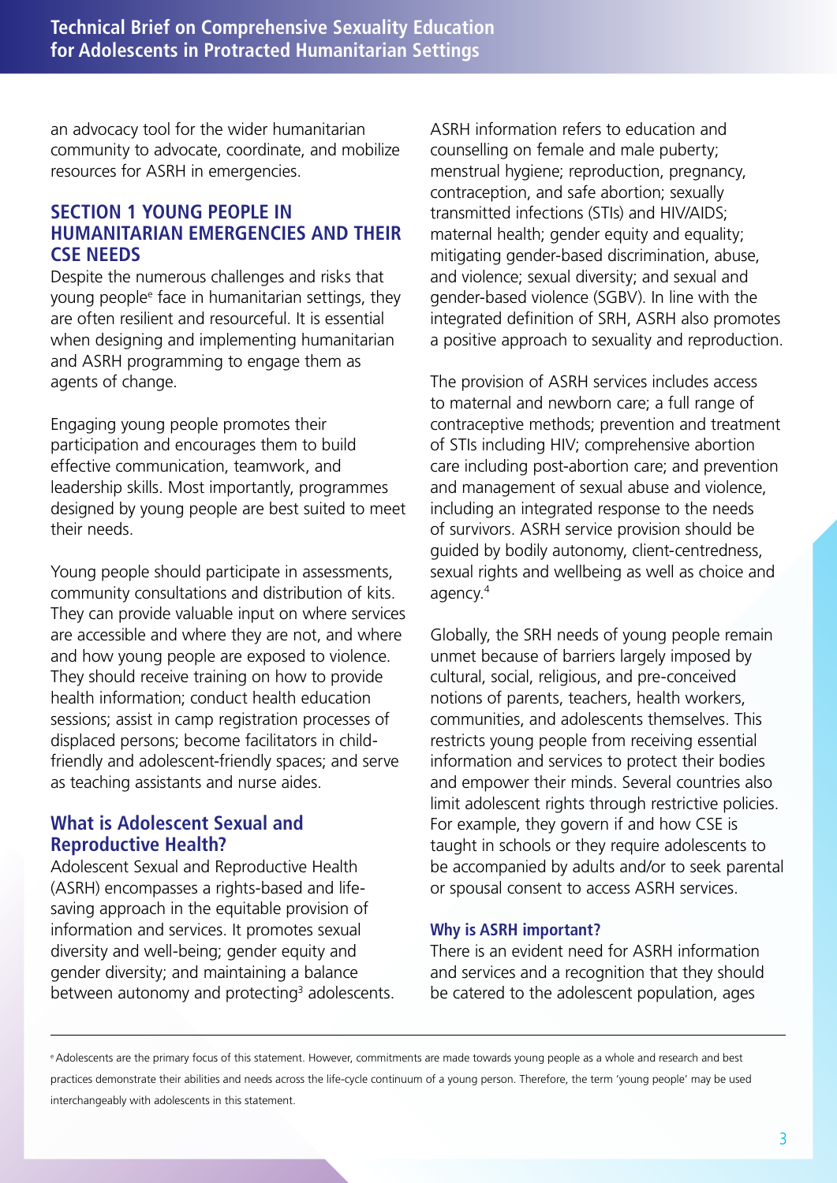an advocacy tool for the wider humanitarian community to advocate, coordinate, and mobilize resources for ASRH in emergencies.

## SECTION 1 YOUNG PEOPLE IN HUMANITARIAN EMERGENCIES AND THEIR CSE NEEDS

Despite the numerous challenges and risks that young people[e] face in humanitarian settings, they are often resilient and resourceful. It is essential when designing and implementing humanitarian and ASRH programming to engage them as agents of change.

Engaging young people promotes their participation and encourages them to build effective communication, teamwork, and leadership skills. Most importantly, programmes designed by young people are best suited to meet their needs.

Young people should participate in assessments, community consultations and distribution of kits. They can provide valuable input on where services are accessible and where they are not, and where and how young people are exposed to violence. They should receive training on how to provide health information; conduct health education sessions; assist in camp registration processes of displaced persons; become facilitators in child-friendly and adolescent-friendly spaces; and serve as teaching assistants and nurse aides.

### What is Adolescent Sexual and Reproductive Health?

Adolescent Sexual and Reproductive Health (ASRH) encompasses a rights-based and life-saving approach in the equitable provision of information and services. It promotes sexual diversity and well-being; gender equity and gender diversity; and maintaining a balance between autonomy and protecting[3] adolescents.

ASRH information refers to education and counselling on female and male puberty; menstrual hygiene; reproduction, pregnancy, contraception, and safe abortion; sexually transmitted infections (STIs) and HIV/AIDS; maternal health; gender equity and equality; mitigating gender-based discrimination, abuse, and violence; sexual diversity; and sexual and gender-based violence (SGBV). In line with the integrated definition of SRH, ASRH also promotes a positive approach to sexuality and reproduction.

The provision of ASRH services includes access to maternal and newborn care; a full range of contraceptive methods; prevention and treatment of STIs including HIV; comprehensive abortion care including post-abortion care; and prevention and management of sexual abuse and violence, including an integrated response to the needs of survivors. ASRH service provision should be guided by bodily autonomy, client-centredness, sexual rights and wellbeing as well as choice and agency.[4]

Globally, the SRH needs of young people remain unmet because of barriers largely imposed by cultural, social, religious, and pre-conceived notions of parents, teachers, health workers, communities, and adolescents themselves. This restricts young people from receiving essential information and services to protect their bodies and empower their minds. Several countries also limit adolescent rights through restrictive policies. For example, they govern if and how CSE is taught in schools or they require adolescents to be accompanied by adults and/or to seek parental or spousal consent to access ASRH services.

#### Why is ASRH important?

There is an evident need for ASRH information and services and a recognition that they should be catered to the adolescent population, ages

---

[e] Adolescents are the primary focus of this statement. However, commitments are made towards young people as a whole and research and best practices demonstrate their abilities and needs across the life-cycle continuum of a young person. Therefore, the term 'young people' may be used interchangeably with adolescents in this statement.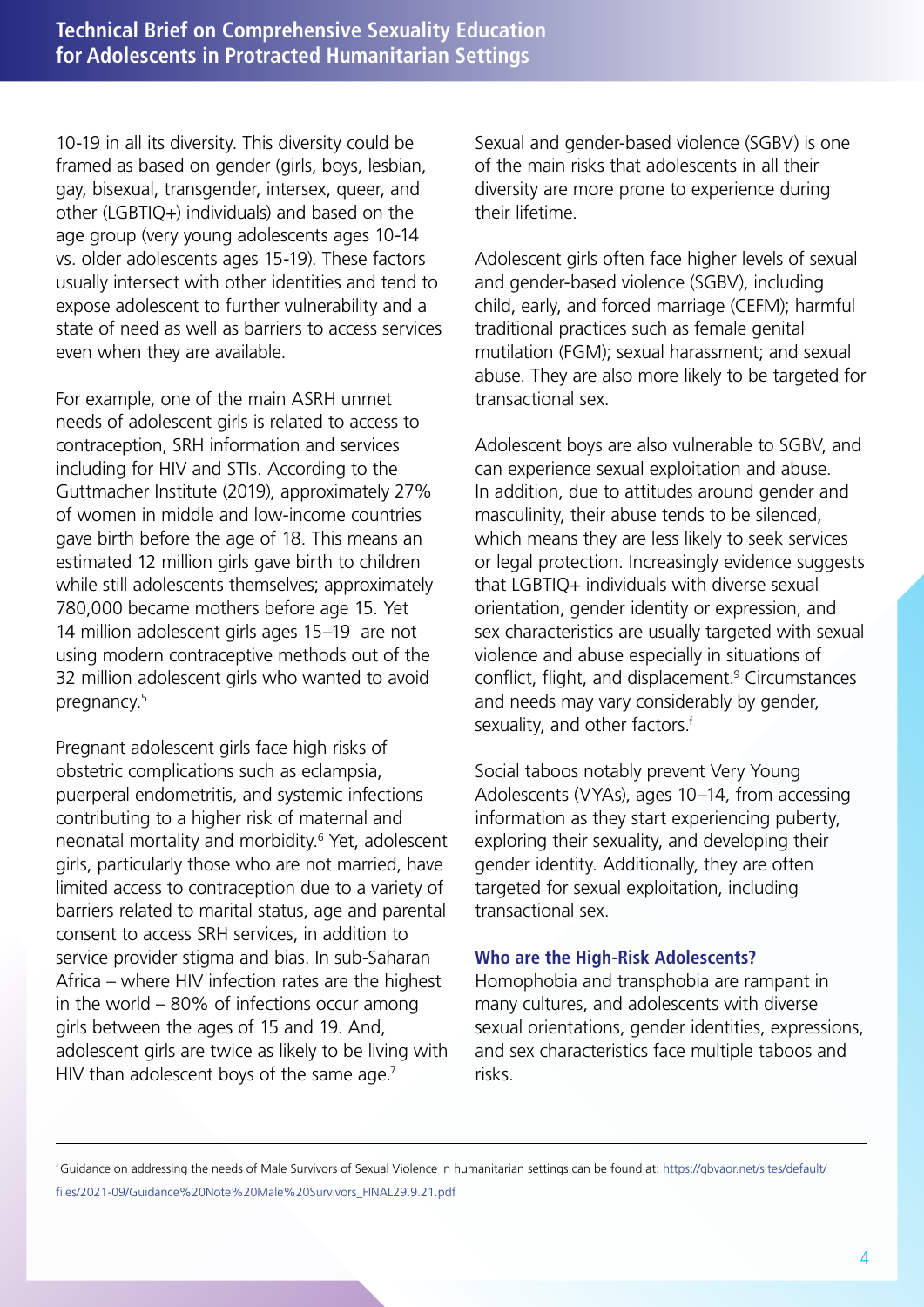10-19 in all its diversity. This diversity could be framed as based on gender (girls, boys, lesbian, gay, bisexual, transgender, intersex, queer, and other (LGBTIQ+) individuals) and based on the age group (very young adolescents ages 10-14 vs. older adolescents ages 15-19). These factors usually intersect with other identities and tend to expose adolescent to further vulnerability and a state of need as well as barriers to access services even when they are available.

For example, one of the main ASRH unmet needs of adolescent girls is related to access to contraception, SRH information and services including for HIV and STIs. According to the Guttmacher Institute (2019), approximately 27% of women in middle and low-income countries gave birth before the age of 18. This means an estimated 12 million girls gave birth to children while still adolescents themselves; approximately 780,000 became mothers before age 15. Yet 14 million adolescent girls ages 15–19 are not using modern contraceptive methods out of the 32 million adolescent girls who wanted to avoid pregnancy.[5]

Pregnant adolescent girls face high risks of obstetric complications such as eclampsia, puerperal endometritis, and systemic infections contributing to a higher risk of maternal and neonatal mortality and morbidity.[6] Yet, adolescent girls, particularly those who are not married, have limited access to contraception due to a variety of barriers related to marital status, age and parental consent to access SRH services, in addition to service provider stigma and bias. In sub-Saharan Africa – where HIV infection rates are the highest in the world – 80% of infections occur among girls between the ages of 15 and 19. And, adolescent girls are twice as likely to be living with HIV than adolescent boys of the same age.[7]

Sexual and gender-based violence (SGBV) is one of the main risks that adolescents in all their diversity are more prone to experience during their lifetime.

Adolescent girls often face higher levels of sexual and gender-based violence (SGBV), including child, early, and forced marriage (CEFM); harmful traditional practices such as female genital mutilation (FGM); sexual harassment; and sexual abuse. They are also more likely to be targeted for transactional sex.

Adolescent boys are also vulnerable to SGBV, and can experience sexual exploitation and abuse. In addition, due to attitudes around gender and masculinity, their abuse tends to be silenced, which means they are less likely to seek services or legal protection. Increasingly evidence suggests that LGBTIQ+ individuals with diverse sexual orientation, gender identity or expression, and sex characteristics are usually targeted with sexual violence and abuse especially in situations of conflict, flight, and displacement.[9] Circumstances and needs may vary considerably by gender, sexuality, and other factors.[f]

Social taboos notably prevent Very Young Adolescents (VYAs), ages 10–14, from accessing information as they start experiencing puberty, exploring their sexuality, and developing their gender identity. Additionally, they are often targeted for sexual exploitation, including transactional sex.

### Who are the High-Risk Adolescents?

Homophobia and transphobia are rampant in many cultures, and adolescents with diverse sexual orientations, gender identities, expressions, and sex characteristics face multiple taboos and risks.

---

[f] Guidance on addressing the needs of Male Survivors of Sexual Violence in humanitarian settings can be found at: https://gbvaor.net/sites/default/files/2021-09/Guidance%20Note%20Male%20Survivors_FINAL29.9.21.pdf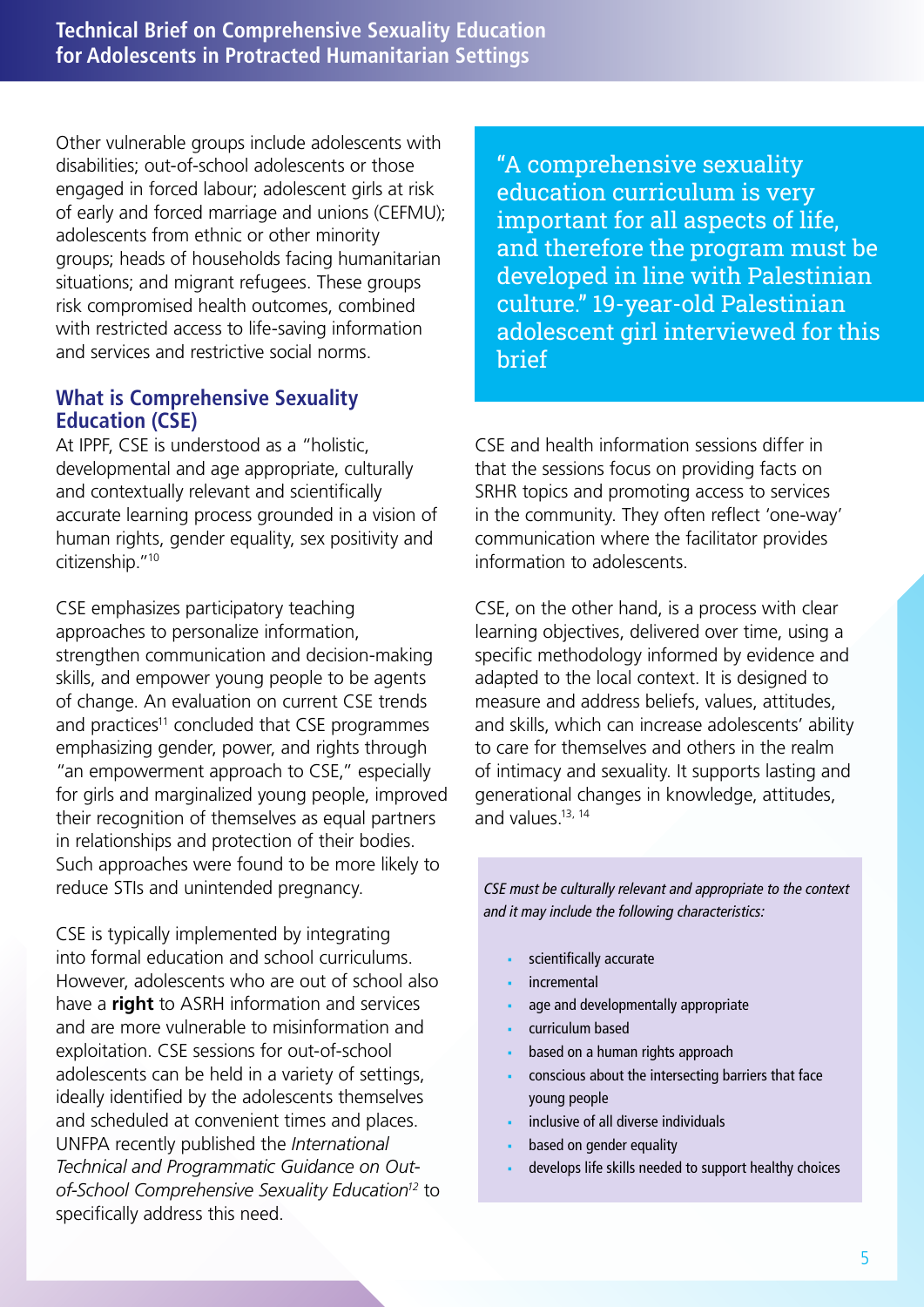Other vulnerable groups include adolescents with disabilities; out-of-school adolescents or those engaged in forced labour; adolescent girls at risk of early and forced marriage and unions (CEFMU); adolescents from ethnic or other minority groups; heads of households facing humanitarian situations; and migrant refugees. These groups risk compromised health outcomes, combined with restricted access to life-saving information and services and restrictive social norms.

## What is Comprehensive Sexuality Education (CSE)

At IPPF, CSE is understood as a "holistic, developmental and age appropriate, culturally and contextually relevant and scientifically accurate learning process grounded in a vision of human rights, gender equality, sex positivity and citizenship."[10]

CSE emphasizes participatory teaching approaches to personalize information, strengthen communication and decision-making skills, and empower young people to be agents of change. An evaluation on current CSE trends and practices[11] concluded that CSE programmes emphasizing gender, power, and rights through "an empowerment approach to CSE," especially for girls and marginalized young people, improved their recognition of themselves as equal partners in relationships and protection of their bodies. Such approaches were found to be more likely to reduce STIs and unintended pregnancy.

CSE is typically implemented by integrating into formal education and school curriculums. However, adolescents who are out of school also have a **right** to ASRH information and services and are more vulnerable to misinformation and exploitation. CSE sessions for out-of-school adolescents can be held in a variety of settings, ideally identified by the adolescents themselves and scheduled at convenient times and places. UNFPA recently published the *International Technical and Programmatic Guidance on Out-of-School Comprehensive Sexuality Education*[12] to specifically address this need.

> "A comprehensive sexuality education curriculum is very important for all aspects of life, and therefore the program must be developed in line with Palestinian culture." 19-year-old Palestinian adolescent girl interviewed for this brief

CSE and health information sessions differ in that the sessions focus on providing facts on SRHR topics and promoting access to services in the community. They often reflect 'one-way' communication where the facilitator provides information to adolescents.

CSE, on the other hand, is a process with clear learning objectives, delivered over time, using a specific methodology informed by evidence and adapted to the local context. It is designed to measure and address beliefs, values, attitudes, and skills, which can increase adolescents' ability to care for themselves and others in the realm of intimacy and sexuality. It supports lasting and generational changes in knowledge, attitudes, and values.[13, 14]

*CSE must be culturally relevant and appropriate to the context and it may include the following characteristics:*

- scientifically accurate
- incremental
- age and developmentally appropriate
- curriculum based
- based on a human rights approach
- conscious about the intersecting barriers that face young people
- inclusive of all diverse individuals
- based on gender equality
- develops life skills needed to support healthy choices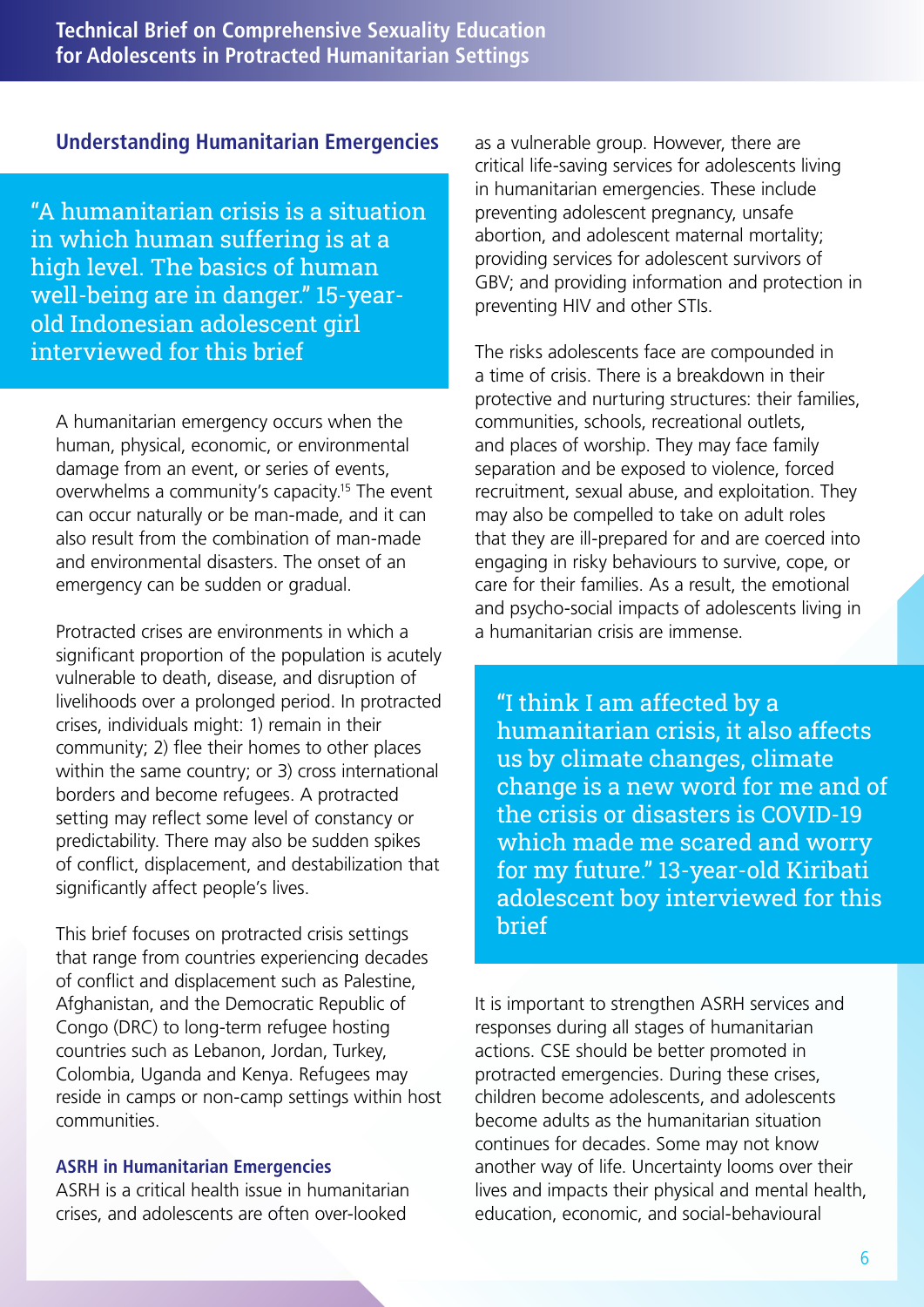## Understanding Humanitarian Emergencies

> "A humanitarian crisis is a situation in which human suffering is at a high level. The basics of human well-being are in danger." 15-year-old Indonesian adolescent girl interviewed for this brief

A humanitarian emergency occurs when the human, physical, economic, or environmental damage from an event, or series of events, overwhelms a community's capacity.[15] The event can occur naturally or be man-made, and it can also result from the combination of man-made and environmental disasters. The onset of an emergency can be sudden or gradual.

Protracted crises are environments in which a significant proportion of the population is acutely vulnerable to death, disease, and disruption of livelihoods over a prolonged period. In protracted crises, individuals might: 1) remain in their community; 2) flee their homes to other places within the same country; or 3) cross international borders and become refugees. A protracted setting may reflect some level of constancy or predictability. There may also be sudden spikes of conflict, displacement, and destabilization that significantly affect people's lives.

This brief focuses on protracted crisis settings that range from countries experiencing decades of conflict and displacement such as Palestine, Afghanistan, and the Democratic Republic of Congo (DRC) to long-term refugee hosting countries such as Lebanon, Jordan, Turkey, Colombia, Uganda and Kenya. Refugees may reside in camps or non-camp settings within host communities.

### ASRH in Humanitarian Emergencies

ASRH is a critical health issue in humanitarian crises, and adolescents are often over-looked as a vulnerable group. However, there are critical life-saving services for adolescents living in humanitarian emergencies. These include preventing adolescent pregnancy, unsafe abortion, and adolescent maternal mortality; providing services for adolescent survivors of GBV; and providing information and protection in preventing HIV and other STIs.

The risks adolescents face are compounded in a time of crisis. There is a breakdown in their protective and nurturing structures: their families, communities, schools, recreational outlets, and places of worship. They may face family separation and be exposed to violence, forced recruitment, sexual abuse, and exploitation. They may also be compelled to take on adult roles that they are ill-prepared for and are coerced into engaging in risky behaviours to survive, cope, or care for their families. As a result, the emotional and psycho-social impacts of adolescents living in a humanitarian crisis are immense.

> "I think I am affected by a humanitarian crisis, it also affects us by climate changes, climate change is a new word for me and of the crisis or disasters is COVID-19 which made me scared and worry for my future." 13-year-old Kiribati adolescent boy interviewed for this brief

It is important to strengthen ASRH services and responses during all stages of humanitarian actions. CSE should be better promoted in protracted emergencies. During these crises, children become adolescents, and adolescents become adults as the humanitarian situation continues for decades. Some may not know another way of life. Uncertainty looms over their lives and impacts their physical and mental health, education, economic, and social-behavioural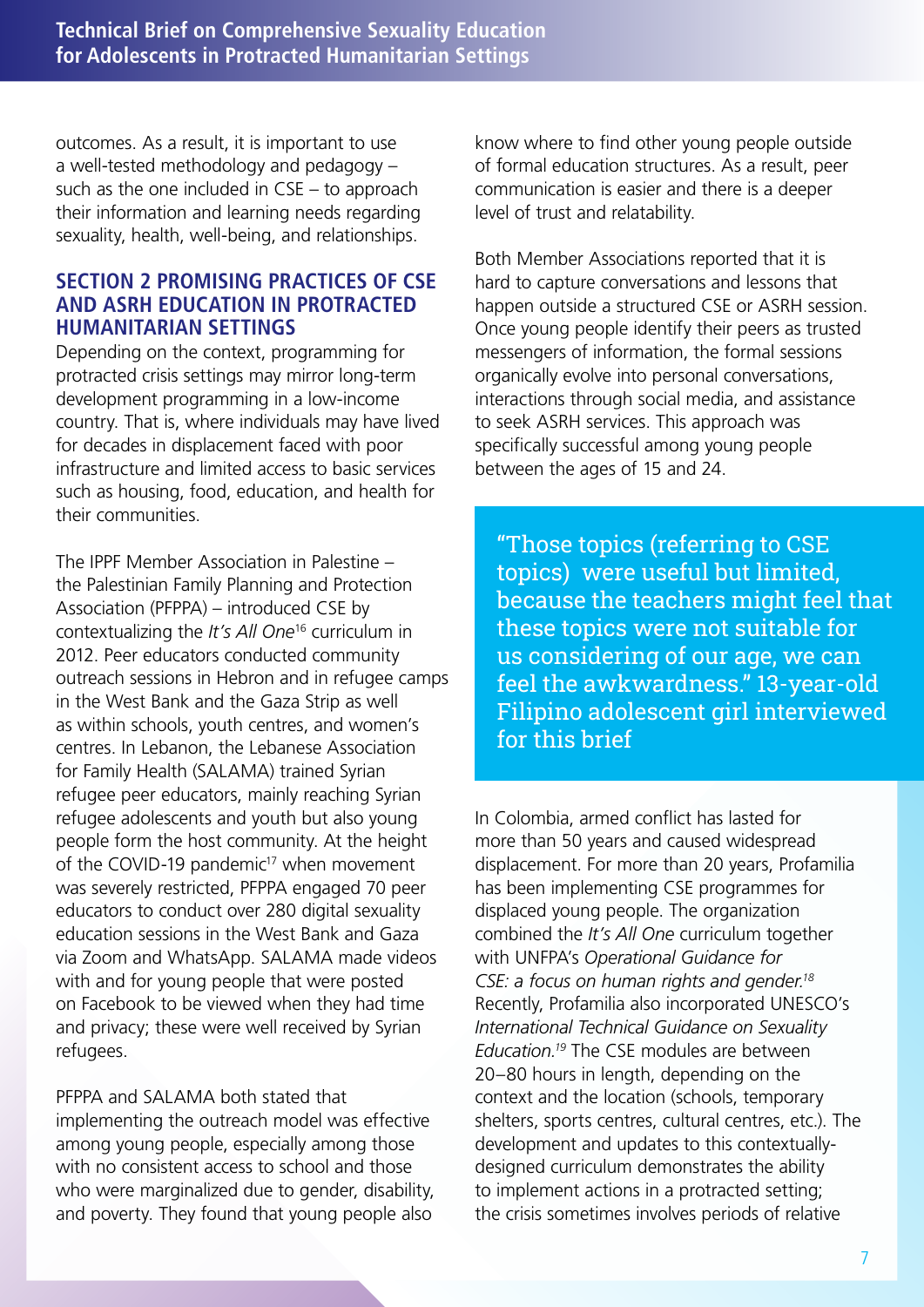outcomes. As a result, it is important to use a well-tested methodology and pedagogy – such as the one included in CSE – to approach their information and learning needs regarding sexuality, health, well-being, and relationships.

## SECTION 2 PROMISING PRACTICES OF CSE AND ASRH EDUCATION IN PROTRACTED HUMANITARIAN SETTINGS

Depending on the context, programming for protracted crisis settings may mirror long-term development programming in a low-income country. That is, where individuals may have lived for decades in displacement faced with poor infrastructure and limited access to basic services such as housing, food, education, and health for their communities.

The IPPF Member Association in Palestine – the Palestinian Family Planning and Protection Association (PFPPA) – introduced CSE by contextualizing the *It's All One*[16] curriculum in 2012. Peer educators conducted community outreach sessions in Hebron and in refugee camps in the West Bank and the Gaza Strip as well as within schools, youth centres, and women's centres. In Lebanon, the Lebanese Association for Family Health (SALAMA) trained Syrian refugee peer educators, mainly reaching Syrian refugee adolescents and youth but also young people form the host community. At the height of the COVID-19 pandemic[17] when movement was severely restricted, PFPPA engaged 70 peer educators to conduct over 280 digital sexuality education sessions in the West Bank and Gaza via Zoom and WhatsApp. SALAMA made videos with and for young people that were posted on Facebook to be viewed when they had time and privacy; these were well received by Syrian refugees.

PFPPA and SALAMA both stated that implementing the outreach model was effective among young people, especially among those with no consistent access to school and those who were marginalized due to gender, disability, and poverty. They found that young people also know where to find other young people outside of formal education structures. As a result, peer communication is easier and there is a deeper level of trust and relatability.

Both Member Associations reported that it is hard to capture conversations and lessons that happen outside a structured CSE or ASRH session. Once young people identify their peers as trusted messengers of information, the formal sessions organically evolve into personal conversations, interactions through social media, and assistance to seek ASRH services. This approach was specifically successful among young people between the ages of 15 and 24.

> "Those topics (referring to CSE topics) were useful but limited, because the teachers might feel that these topics were not suitable for us considering of our age, we can feel the awkwardness." 13-year-old Filipino adolescent girl interviewed for this brief

In Colombia, armed conflict has lasted for more than 50 years and caused widespread displacement. For more than 20 years, Profamilia has been implementing CSE programmes for displaced young people. The organization combined the *It's All One* curriculum together with UNFPA's *Operational Guidance for CSE: a focus on human rights and gender.*[18] Recently, Profamilia also incorporated UNESCO's *International Technical Guidance on Sexuality Education.*[19] The CSE modules are between 20–80 hours in length, depending on the context and the location (schools, temporary shelters, sports centres, cultural centres, etc.). The development and updates to this contextually-designed curriculum demonstrates the ability to implement actions in a protracted setting; the crisis sometimes involves periods of relative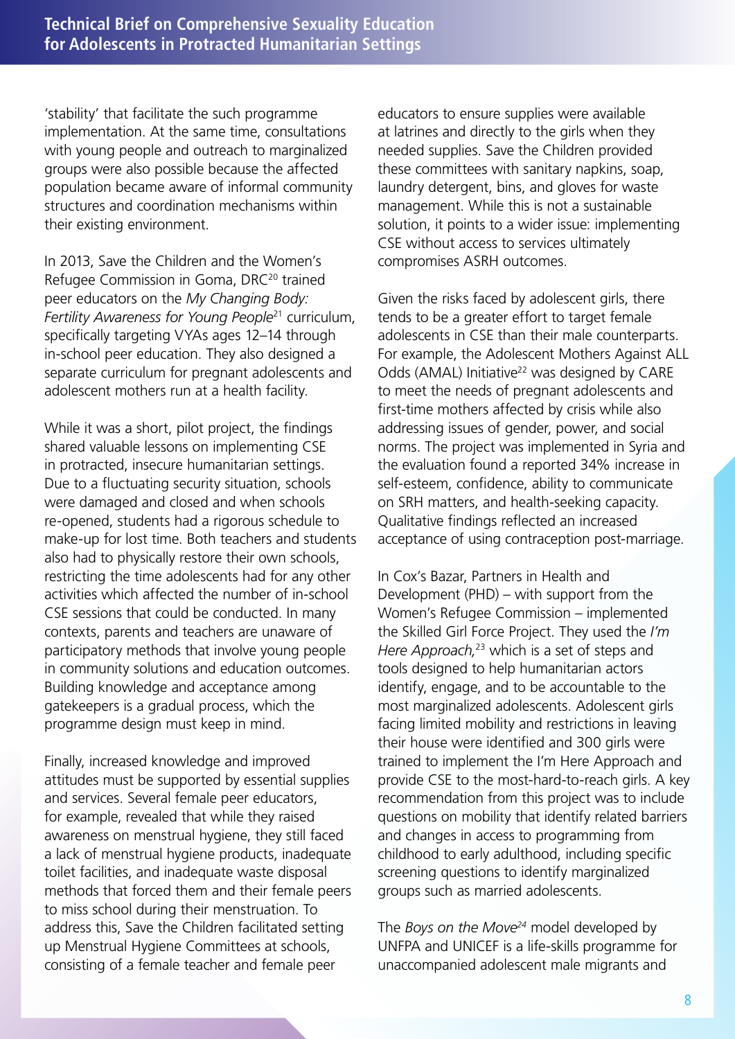'stability' that facilitate the such programme implementation. At the same time, consultations with young people and outreach to marginalized groups were also possible because the affected population became aware of informal community structures and coordination mechanisms within their existing environment.

In 2013, Save the Children and the Women's Refugee Commission in Goma, DRC[20] trained peer educators on the *My Changing Body: Fertility Awareness for Young People*[21] curriculum, specifically targeting VYAs ages 12–14 through in-school peer education. They also designed a separate curriculum for pregnant adolescents and adolescent mothers run at a health facility.

While it was a short, pilot project, the findings shared valuable lessons on implementing CSE in protracted, insecure humanitarian settings. Due to a fluctuating security situation, schools were damaged and closed and when schools re-opened, students had a rigorous schedule to make-up for lost time. Both teachers and students also had to physically restore their own schools, restricting the time adolescents had for any other activities which affected the number of in-school CSE sessions that could be conducted. In many contexts, parents and teachers are unaware of participatory methods that involve young people in community solutions and education outcomes. Building knowledge and acceptance among gatekeepers is a gradual process, which the programme design must keep in mind.

Finally, increased knowledge and improved attitudes must be supported by essential supplies and services. Several female peer educators, for example, revealed that while they raised awareness on menstrual hygiene, they still faced a lack of menstrual hygiene products, inadequate toilet facilities, and inadequate waste disposal methods that forced them and their female peers to miss school during their menstruation. To address this, Save the Children facilitated setting up Menstrual Hygiene Committees at schools, consisting of a female teacher and female peer educators to ensure supplies were available at latrines and directly to the girls when they needed supplies. Save the Children provided these committees with sanitary napkins, soap, laundry detergent, bins, and gloves for waste management. While this is not a sustainable solution, it points to a wider issue: implementing CSE without access to services ultimately compromises ASRH outcomes.

Given the risks faced by adolescent girls, there tends to be a greater effort to target female adolescents in CSE than their male counterparts. For example, the Adolescent Mothers Against ALL Odds (AMAL) Initiative[22] was designed by CARE to meet the needs of pregnant adolescents and first-time mothers affected by crisis while also addressing issues of gender, power, and social norms. The project was implemented in Syria and the evaluation found a reported 34% increase in self-esteem, confidence, ability to communicate on SRH matters, and health-seeking capacity. Qualitative findings reflected an increased acceptance of using contraception post-marriage.

In Cox's Bazar, Partners in Health and Development (PHD) – with support from the Women's Refugee Commission – implemented the Skilled Girl Force Project. They used the *I'm Here Approach,*[23] which is a set of steps and tools designed to help humanitarian actors identify, engage, and to be accountable to the most marginalized adolescents. Adolescent girls facing limited mobility and restrictions in leaving their house were identified and 300 girls were trained to implement the I'm Here Approach and provide CSE to the most-hard-to-reach girls. A key recommendation from this project was to include questions on mobility that identify related barriers and changes in access to programming from childhood to early adulthood, including specific screening questions to identify marginalized groups such as married adolescents.

The *Boys on the Move*[24] model developed by UNFPA and UNICEF is a life-skills programme for unaccompanied adolescent male migrants and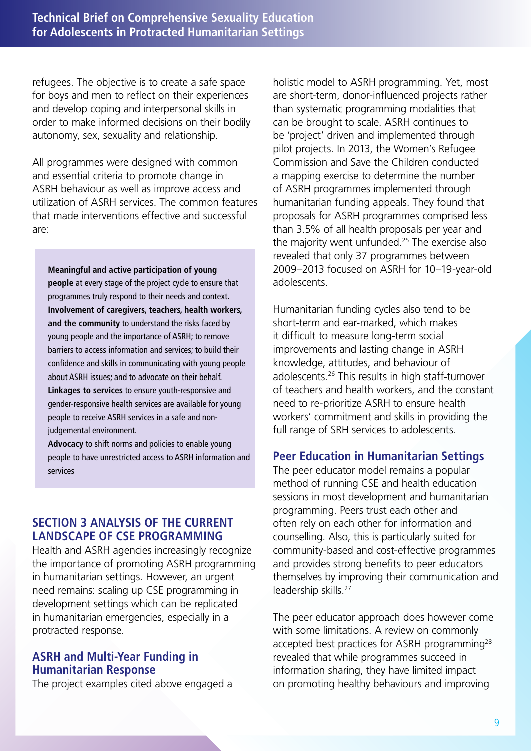refugees. The objective is to create a safe space for boys and men to reflect on their experiences and develop coping and interpersonal skills in order to make informed decisions on their bodily autonomy, sex, sexuality and relationship.

All programmes were designed with common and essential criteria to promote change in ASRH behaviour as well as improve access and utilization of ASRH services. The common features that made interventions effective and successful are:

**Meaningful and active participation of young people** at every stage of the project cycle to ensure that programmes truly respond to their needs and context.
**Involvement of caregivers, teachers, health workers, and the community** to understand the risks faced by young people and the importance of ASRH; to remove barriers to access information and services; to build their confidence and skills in communicating with young people about ASRH issues; and to advocate on their behalf.
**Linkages to services** to ensure youth-responsive and gender-responsive health services are available for young people to receive ASRH services in a safe and non-judgemental environment.
**Advocacy** to shift norms and policies to enable young people to have unrestricted access to ASRH information and services

## SECTION 3 ANALYSIS OF THE CURRENT LANDSCAPE OF CSE PROGRAMMING

Health and ASRH agencies increasingly recognize the importance of promoting ASRH programming in humanitarian settings. However, an urgent need remains: scaling up CSE programming in development settings which can be replicated in humanitarian emergencies, especially in a protracted response.

### ASRH and Multi-Year Funding in Humanitarian Response

The project examples cited above engaged a holistic model to ASRH programming. Yet, most are short-term, donor-influenced projects rather than systematic programming modalities that can be brought to scale. ASRH continues to be 'project' driven and implemented through pilot projects. In 2013, the Women's Refugee Commission and Save the Children conducted a mapping exercise to determine the number of ASRH programmes implemented through humanitarian funding appeals. They found that proposals for ASRH programmes comprised less than 3.5% of all health proposals per year and the majority went unfunded.[25] The exercise also revealed that only 37 programmes between 2009–2013 focused on ASRH for 10–19-year-old adolescents.

Humanitarian funding cycles also tend to be short-term and ear-marked, which makes it difficult to measure long-term social improvements and lasting change in ASRH knowledge, attitudes, and behaviour of adolescents.[26] This results in high staff-turnover of teachers and health workers, and the constant need to re-prioritize ASRH to ensure health workers' commitment and skills in providing the full range of SRH services to adolescents.

### Peer Education in Humanitarian Settings

The peer educator model remains a popular method of running CSE and health education sessions in most development and humanitarian programming. Peers trust each other and often rely on each other for information and counselling. Also, this is particularly suited for community-based and cost-effective programmes and provides strong benefits to peer educators themselves by improving their communication and leadership skills.[27]

The peer educator approach does however come with some limitations. A review on commonly accepted best practices for ASRH programming[28] revealed that while programmes succeed in information sharing, they have limited impact on promoting healthy behaviours and improving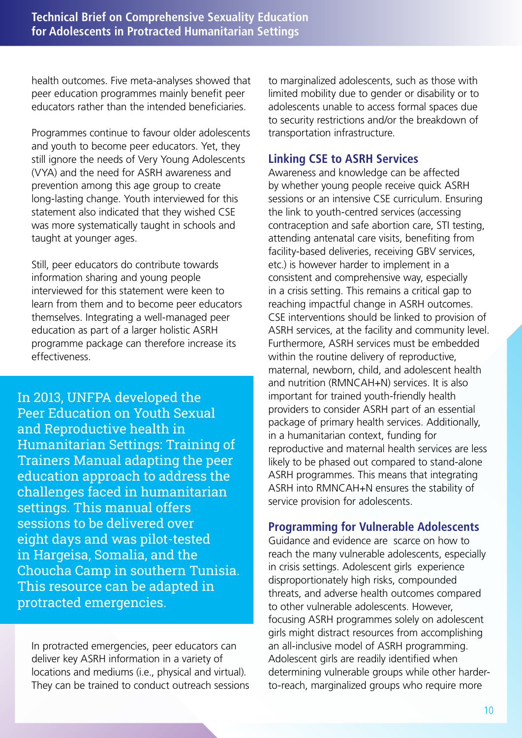health outcomes. Five meta-analyses showed that peer education programmes mainly benefit peer educators rather than the intended beneficiaries.

Programmes continue to favour older adolescents and youth to become peer educators. Yet, they still ignore the needs of Very Young Adolescents (VYA) and the need for ASRH awareness and prevention among this age group to create long-lasting change. Youth interviewed for this statement also indicated that they wished CSE was more systematically taught in schools and taught at younger ages.

Still, peer educators do contribute towards information sharing and young people interviewed for this statement were keen to learn from them and to become peer educators themselves. Integrating a well-managed peer education as part of a larger holistic ASRH programme package can therefore increase its effectiveness.

> In 2013, UNFPA developed the Peer Education on Youth Sexual and Reproductive health in Humanitarian Settings: Training of Trainers Manual adapting the peer education approach to address the challenges faced in humanitarian settings. This manual offers sessions to be delivered over eight days and was pilot-tested in Hargeisa, Somalia, and the Choucha Camp in southern Tunisia. This resource can be adapted in protracted emergencies.

In protracted emergencies, peer educators can deliver key ASRH information in a variety of locations and mediums (i.e., physical and virtual). They can be trained to conduct outreach sessions to marginalized adolescents, such as those with limited mobility due to gender or disability or to adolescents unable to access formal spaces due to security restrictions and/or the breakdown of transportation infrastructure.

### Linking CSE to ASRH Services

Awareness and knowledge can be affected by whether young people receive quick ASRH sessions or an intensive CSE curriculum. Ensuring the link to youth-centred services (accessing contraception and safe abortion care, STI testing, attending antenatal care visits, benefiting from facility-based deliveries, receiving GBV services, etc.) is however harder to implement in a consistent and comprehensive way, especially in a crisis setting. This remains a critical gap to reaching impactful change in ASRH outcomes. CSE interventions should be linked to provision of ASRH services, at the facility and community level. Furthermore, ASRH services must be embedded within the routine delivery of reproductive, maternal, newborn, child, and adolescent health and nutrition (RMNCAH+N) services. It is also important for trained youth-friendly health providers to consider ASRH part of an essential package of primary health services. Additionally, in a humanitarian context, funding for reproductive and maternal health services are less likely to be phased out compared to stand-alone ASRH programmes. This means that integrating ASRH into RMNCAH+N ensures the stability of service provision for adolescents.

### Programming for Vulnerable Adolescents

Guidance and evidence are scarce on how to reach the many vulnerable adolescents, especially in crisis settings. Adolescent girls experience disproportionately high risks, compounded threats, and adverse health outcomes compared to other vulnerable adolescents. However, focusing ASRH programmes solely on adolescent girls might distract resources from accomplishing an all-inclusive model of ASRH programming. Adolescent girls are readily identified when determining vulnerable groups while other harder-to-reach, marginalized groups who require more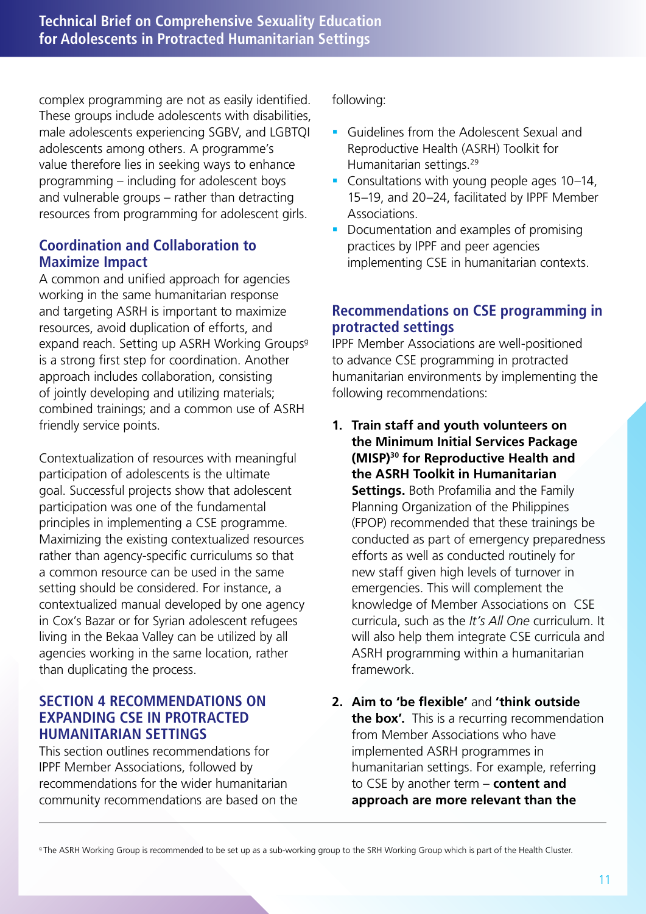complex programming are not as easily identified. These groups include adolescents with disabilities, male adolescents experiencing SGBV, and LGBTQI adolescents among others. A programme's value therefore lies in seeking ways to enhance programming – including for adolescent boys and vulnerable groups – rather than detracting resources from programming for adolescent girls.

### Coordination and Collaboration to Maximize Impact

A common and unified approach for agencies working in the same humanitarian response and targeting ASRH is important to maximize resources, avoid duplication of efforts, and expand reach. Setting up ASRH Working Groups[g] is a strong first step for coordination. Another approach includes collaboration, consisting of jointly developing and utilizing materials; combined trainings; and a common use of ASRH friendly service points.

Contextualization of resources with meaningful participation of adolescents is the ultimate goal. Successful projects show that adolescent participation was one of the fundamental principles in implementing a CSE programme. Maximizing the existing contextualized resources rather than agency-specific curriculums so that a common resource can be used in the same setting should be considered. For instance, a contextualized manual developed by one agency in Cox's Bazar or for Syrian adolescent refugees living in the Bekaa Valley can be utilized by all agencies working in the same location, rather than duplicating the process.

## SECTION 4 RECOMMENDATIONS ON EXPANDING CSE IN PROTRACTED HUMANITARIAN SETTINGS

This section outlines recommendations for IPPF Member Associations, followed by recommendations for the wider humanitarian community recommendations are based on the following:

- Guidelines from the Adolescent Sexual and Reproductive Health (ASRH) Toolkit for Humanitarian settings.[29]
- Consultations with young people ages 10–14, 15–19, and 20–24, facilitated by IPPF Member Associations.
- Documentation and examples of promising practices by IPPF and peer agencies implementing CSE in humanitarian contexts.

### Recommendations on CSE programming in protracted settings

IPPF Member Associations are well-positioned to advance CSE programming in protracted humanitarian environments by implementing the following recommendations:

1. **Train staff and youth volunteers on the Minimum Initial Services Package (MISP)[30] for Reproductive Health and the ASRH Toolkit in Humanitarian Settings.** Both Profamilia and the Family Planning Organization of the Philippines (FPOP) recommended that these trainings be conducted as part of emergency preparedness efforts as well as conducted routinely for new staff given high levels of turnover in emergencies. This will complement the knowledge of Member Associations on CSE curricula, such as the *It's All One* curriculum. It will also help them integrate CSE curricula and ASRH programming within a humanitarian framework.

2. **Aim to 'be flexible'** and **'think outside the box'.** This is a recurring recommendation from Member Associations who have implemented ASRH programmes in humanitarian settings. For example, referring to CSE by another term – **content and approach are more relevant than the**

---

[g] The ASRH Working Group is recommended to be set up as a sub-working group to the SRH Working Group which is part of the Health Cluster.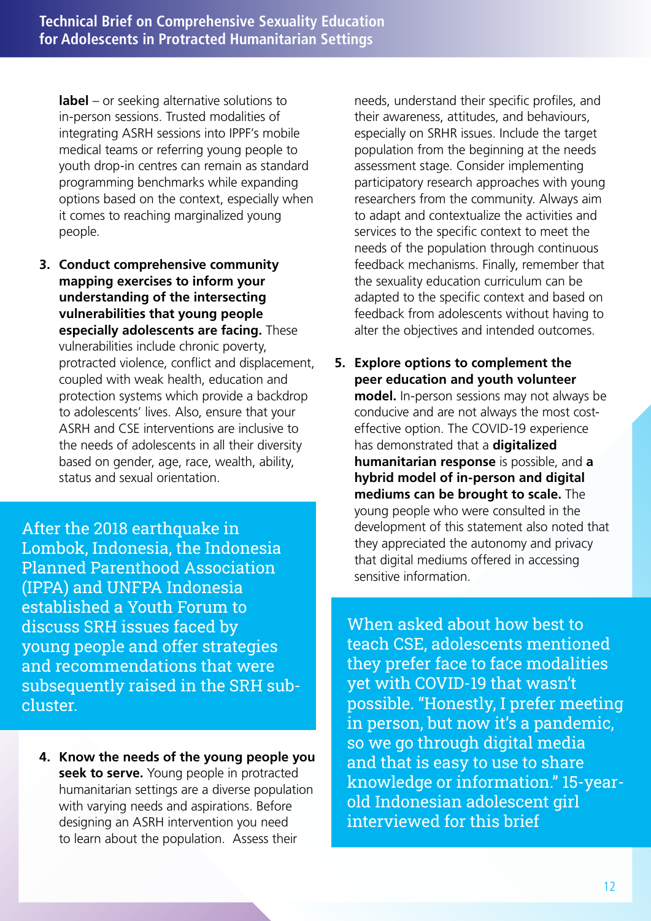**label** – or seeking alternative solutions to in-person sessions. Trusted modalities of integrating ASRH sessions into IPPF's mobile medical teams or referring young people to youth drop-in centres can remain as standard programming benchmarks while expanding options based on the context, especially when it comes to reaching marginalized young people.

3. **Conduct comprehensive community mapping exercises to inform your understanding of the intersecting vulnerabilities that young people especially adolescents are facing.** These vulnerabilities include chronic poverty, protracted violence, conflict and displacement, coupled with weak health, education and protection systems which provide a backdrop to adolescents' lives. Also, ensure that your ASRH and CSE interventions are inclusive to the needs of adolescents in all their diversity based on gender, age, race, wealth, ability, status and sexual orientation.

After the 2018 earthquake in Lombok, Indonesia, the Indonesia Planned Parenthood Association (IPPA) and UNFPA Indonesia established a Youth Forum to discuss SRH issues faced by young people and offer strategies and recommendations that were subsequently raised in the SRH sub-cluster.

4. **Know the needs of the young people you seek to serve.** Young people in protracted humanitarian settings are a diverse population with varying needs and aspirations. Before designing an ASRH intervention you need to learn about the population. Assess their needs, understand their specific profiles, and their awareness, attitudes, and behaviours, especially on SRHR issues. Include the target population from the beginning at the needs assessment stage. Consider implementing participatory research approaches with young researchers from the community. Always aim to adapt and contextualize the activities and services to the specific context to meet the needs of the population through continuous feedback mechanisms. Finally, remember that the sexuality education curriculum can be adapted to the specific context and based on feedback from adolescents without having to alter the objectives and intended outcomes.

5. **Explore options to complement the peer education and youth volunteer model.** In-person sessions may not always be conducive and are not always the most cost-effective option. The COVID-19 experience has demonstrated that a **digitalized humanitarian response** is possible, and **a hybrid model of in-person and digital mediums can be brought to scale.** The young people who were consulted in the development of this statement also noted that they appreciated the autonomy and privacy that digital mediums offered in accessing sensitive information.

When asked about how best to teach CSE, adolescents mentioned they prefer face to face modalities yet with COVID-19 that wasn't possible. "Honestly, I prefer meeting in person, but now it's a pandemic, so we go through digital media and that is easy to use to share knowledge or information." 15-year-old Indonesian adolescent girl interviewed for this brief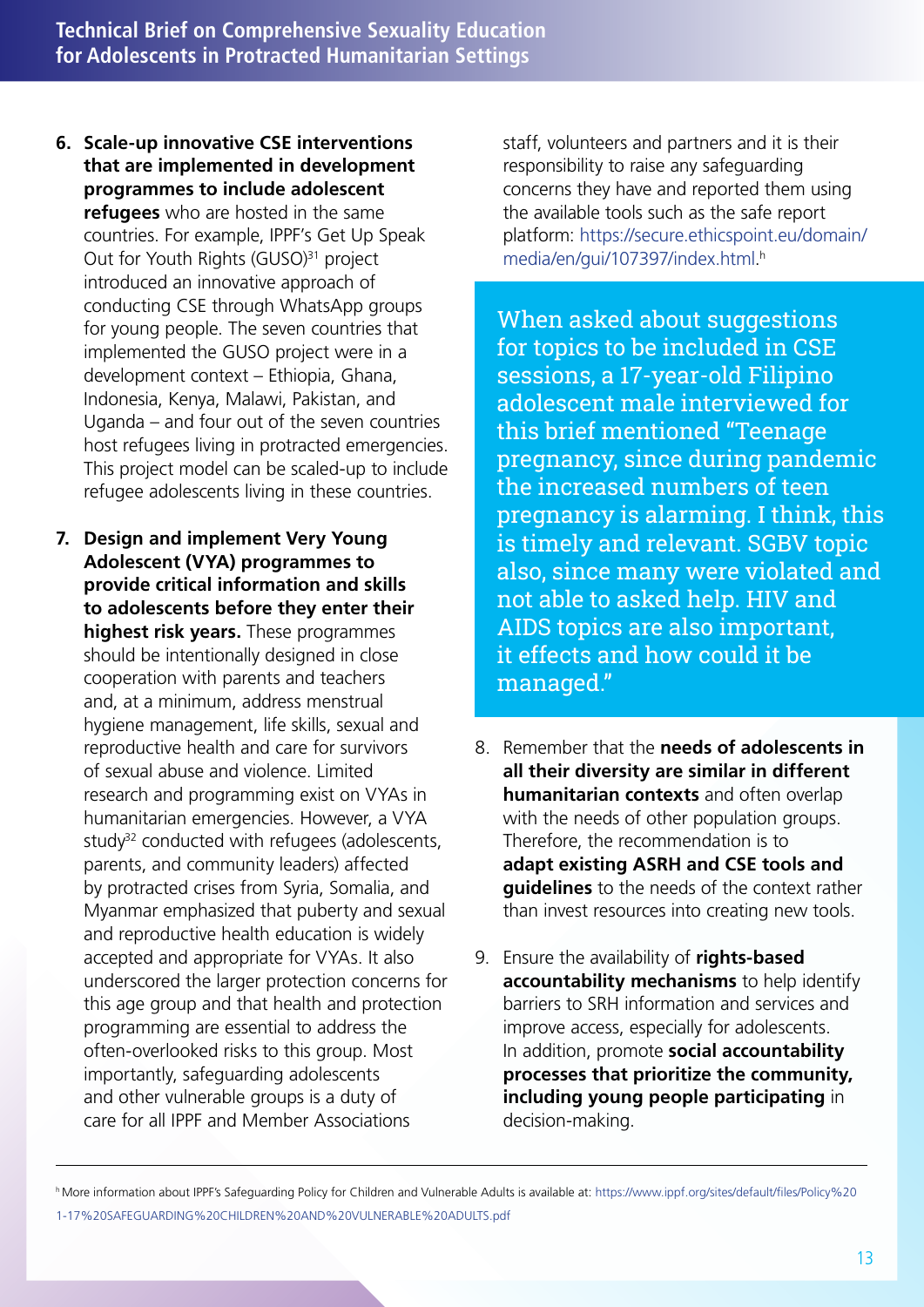6. **Scale-up innovative CSE interventions that are implemented in development programmes to include adolescent refugees** who are hosted in the same countries. For example, IPPF's Get Up Speak Out for Youth Rights (GUSO)[31] project introduced an innovative approach of conducting CSE through WhatsApp groups for young people. The seven countries that implemented the GUSO project were in a development context – Ethiopia, Ghana, Indonesia, Kenya, Malawi, Pakistan, and Uganda – and four out of the seven countries host refugees living in protracted emergencies. This project model can be scaled-up to include refugee adolescents living in these countries.

7. **Design and implement Very Young Adolescent (VYA) programmes to provide critical information and skills to adolescents before they enter their highest risk years.** These programmes should be intentionally designed in close cooperation with parents and teachers and, at a minimum, address menstrual hygiene management, life skills, sexual and reproductive health and care for survivors of sexual abuse and violence. Limited research and programming exist on VYAs in humanitarian emergencies. However, a VYA study[32] conducted with refugees (adolescents, parents, and community leaders) affected by protracted crises from Syria, Somalia, and Myanmar emphasized that puberty and sexual and reproductive health education is widely accepted and appropriate for VYAs. It also underscored the larger protection concerns for this age group and that health and protection programming are essential to address the often-overlooked risks to this group. Most importantly, safeguarding adolescents and other vulnerable groups is a duty of care for all IPPF and Member Associations staff, volunteers and partners and it is their responsibility to raise any safeguarding concerns they have and reported them using the available tools such as the safe report platform: https://secure.ethicspoint.eu/domain/media/en/gui/107397/index.html.[h]

> When asked about suggestions for topics to be included in CSE sessions, a 17-year-old Filipino adolescent male interviewed for this brief mentioned "Teenage pregnancy, since during pandemic the increased numbers of teen pregnancy is alarming. I think, this is timely and relevant. SGBV topic also, since many were violated and not able to asked help. HIV and AIDS topics are also important, it effects and how could it be managed."

8. Remember that the **needs of adolescents in all their diversity are similar in different humanitarian contexts** and often overlap with the needs of other population groups. Therefore, the recommendation is to **adapt existing ASRH and CSE tools and guidelines** to the needs of the context rather than invest resources into creating new tools.

9. Ensure the availability of **rights-based accountability mechanisms** to help identify barriers to SRH information and services and improve access, especially for adolescents. In addition, promote **social accountability processes that prioritize the community, including young people participating** in decision-making.

---

[h] More information about IPPF's Safeguarding Policy for Children and Vulnerable Adults is available at: https://www.ippf.org/sites/default/files/Policy%201-17%20SAFEGUARDING%20CHILDREN%20AND%20VULNERABLE%20ADULTS.pdf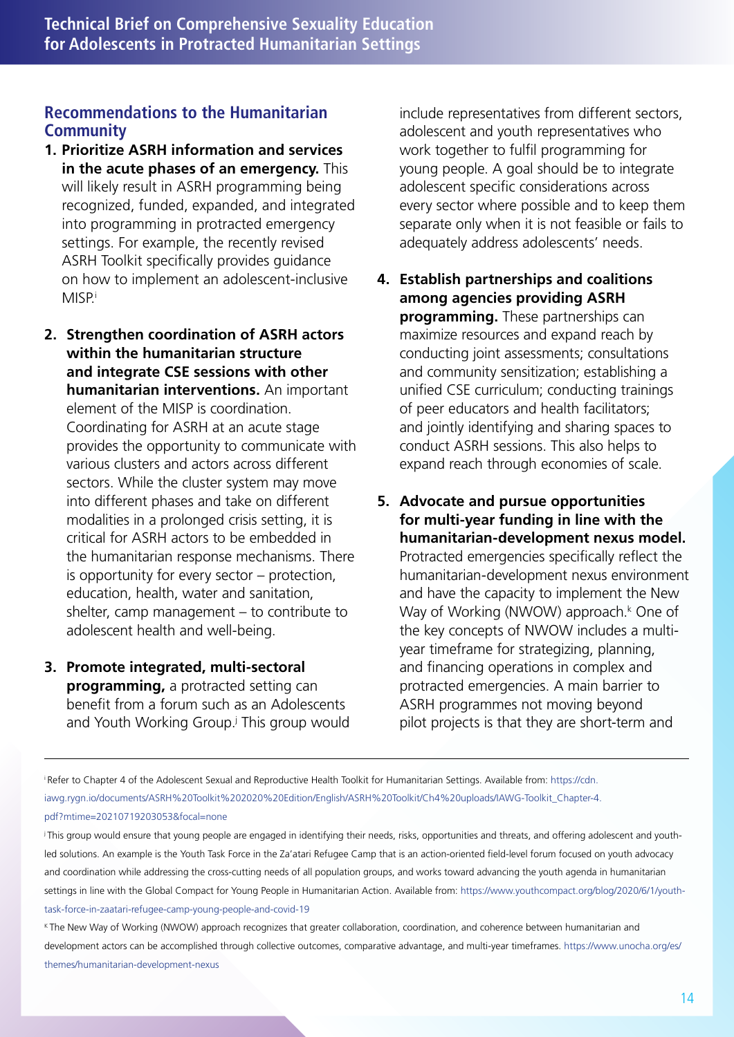## Recommendations to the Humanitarian Community

1. **Prioritize ASRH information and services in the acute phases of an emergency.** This will likely result in ASRH programming being recognized, funded, expanded, and integrated into programming in protracted emergency settings. For example, the recently revised ASRH Toolkit specifically provides guidance on how to implement an adolescent-inclusive MISP.[i]

2. **Strengthen coordination of ASRH actors within the humanitarian structure and integrate CSE sessions with other humanitarian interventions.** An important element of the MISP is coordination. Coordinating for ASRH at an acute stage provides the opportunity to communicate with various clusters and actors across different sectors. While the cluster system may move into different phases and take on different modalities in a prolonged crisis setting, it is critical for ASRH actors to be embedded in the humanitarian response mechanisms. There is opportunity for every sector – protection, education, health, water and sanitation, shelter, camp management – to contribute to adolescent health and well-being.

3. **Promote integrated, multi-sectoral programming,** a protracted setting can benefit from a forum such as an Adolescents and Youth Working Group.[j] This group would include representatives from different sectors, adolescent and youth representatives who work together to fulfil programming for young people. A goal should be to integrate adolescent specific considerations across every sector where possible and to keep them separate only when it is not feasible or fails to adequately address adolescents' needs.

4. **Establish partnerships and coalitions among agencies providing ASRH programming.** These partnerships can maximize resources and expand reach by conducting joint assessments; consultations and community sensitization; establishing a unified CSE curriculum; conducting trainings of peer educators and health facilitators; and jointly identifying and sharing spaces to conduct ASRH sessions. This also helps to expand reach through economies of scale.

5. **Advocate and pursue opportunities for multi-year funding in line with the humanitarian-development nexus model.** Protracted emergencies specifically reflect the humanitarian-development nexus environment and have the capacity to implement the New Way of Working (NWOW) approach.[k] One of the key concepts of NWOW includes a multi-year timeframe for strategizing, planning, and financing operations in complex and protracted emergencies. A main barrier to ASRH programmes not moving beyond pilot projects is that they are short-term and

---

[i] Refer to Chapter 4 of the Adolescent Sexual and Reproductive Health Toolkit for Humanitarian Settings. Available from: https://cdn.iawg.rygn.io/documents/ASRH%20Toolkit%202020%20Edition/English/ASRH%20Toolkit/Ch4%20uploads/IAWG-Toolkit_Chapter-4.pdf?mtime=20210719203053&focal=none

[j] This group would ensure that young people are engaged in identifying their needs, risks, opportunities and threats, and offering adolescent and youth-led solutions. An example is the Youth Task Force in the Za'atari Refugee Camp that is an action-oriented field-level forum focused on youth advocacy and coordination while addressing the cross-cutting needs of all population groups, and works toward advancing the youth agenda in humanitarian settings in line with the Global Compact for Young People in Humanitarian Action. Available from: https://www.youthcompact.org/blog/2020/6/1/youth-task-force-in-zaatari-refugee-camp-young-people-and-covid-19

[k] The New Way of Working (NWOW) approach recognizes that greater collaboration, coordination, and coherence between humanitarian and development actors can be accomplished through collective outcomes, comparative advantage, and multi-year timeframes. https://www.unocha.org/es/themes/humanitarian-development-nexus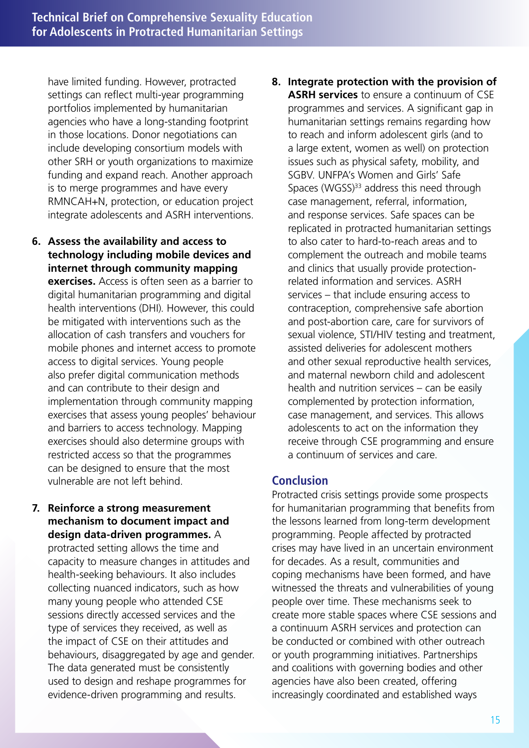have limited funding. However, protracted settings can reflect multi-year programming portfolios implemented by humanitarian agencies who have a long-standing footprint in those locations. Donor negotiations can include developing consortium models with other SRH or youth organizations to maximize funding and expand reach. Another approach is to merge programmes and have every RMNCAH+N, protection, or education project integrate adolescents and ASRH interventions.

6. **Assess the availability and access to technology including mobile devices and internet through community mapping exercises.** Access is often seen as a barrier to digital humanitarian programming and digital health interventions (DHI). However, this could be mitigated with interventions such as the allocation of cash transfers and vouchers for mobile phones and internet access to promote access to digital services. Young people also prefer digital communication methods and can contribute to their design and implementation through community mapping exercises that assess young peoples' behaviour and barriers to access technology. Mapping exercises should also determine groups with restricted access so that the programmes can be designed to ensure that the most vulnerable are not left behind.

7. **Reinforce a strong measurement mechanism to document impact and design data-driven programmes.** A protracted setting allows the time and capacity to measure changes in attitudes and health-seeking behaviours. It also includes collecting nuanced indicators, such as how many young people who attended CSE sessions directly accessed services and the type of services they received, as well as the impact of CSE on their attitudes and behaviours, disaggregated by age and gender. The data generated must be consistently used to design and reshape programmes for evidence-driven programming and results.

8. **Integrate protection with the provision of ASRH services** to ensure a continuum of CSE programmes and services. A significant gap in humanitarian settings remains regarding how to reach and inform adolescent girls (and to a large extent, women as well) on protection issues such as physical safety, mobility, and SGBV. UNFPA's Women and Girls' Safe Spaces (WGSS)[33] address this need through case management, referral, information, and response services. Safe spaces can be replicated in protracted humanitarian settings to also cater to hard-to-reach areas and to complement the outreach and mobile teams and clinics that usually provide protection-related information and services. ASRH services – that include ensuring access to contraception, comprehensive safe abortion and post-abortion care, care for survivors of sexual violence, STI/HIV testing and treatment, assisted deliveries for adolescent mothers and other sexual reproductive health services, and maternal newborn child and adolescent health and nutrition services – can be easily complemented by protection information, case management, and services. This allows adolescents to act on the information they receive through CSE programming and ensure a continuum of services and care.

## Conclusion

Protracted crisis settings provide some prospects for humanitarian programming that benefits from the lessons learned from long-term development programming. People affected by protracted crises may have lived in an uncertain environment for decades. As a result, communities and coping mechanisms have been formed, and have witnessed the threats and vulnerabilities of young people over time. These mechanisms seek to create more stable spaces where CSE sessions and a continuum ASRH services and protection can be conducted or combined with other outreach or youth programming initiatives. Partnerships and coalitions with governing bodies and other agencies have also been created, offering increasingly coordinated and established ways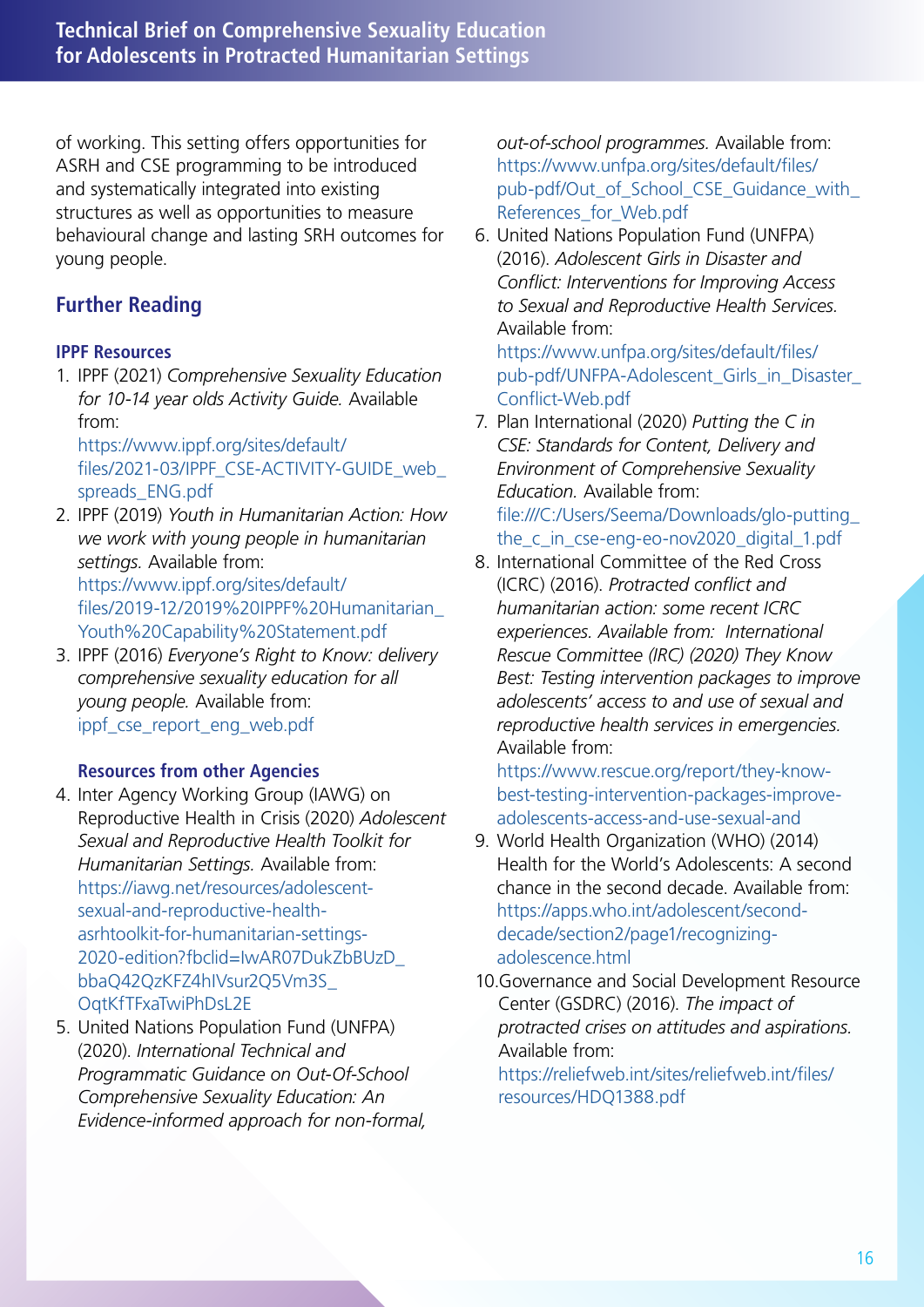of working. This setting offers opportunities for ASRH and CSE programming to be introduced and systematically integrated into existing structures as well as opportunities to measure behavioural change and lasting SRH outcomes for young people.

## Further Reading

### IPPF Resources

1. IPPF (2021) *Comprehensive Sexuality Education for 10-14 year olds Activity Guide.* Available from: https://www.ippf.org/sites/default/files/2021-03/IPPF_CSE-ACTIVITY-GUIDE_web_spreads_ENG.pdf
2. IPPF (2019) *Youth in Humanitarian Action: How we work with young people in humanitarian settings.* Available from: https://www.ippf.org/sites/default/files/2019-12/2019%20IPPF%20Humanitarian_Youth%20Capability%20Statement.pdf
3. IPPF (2016) *Everyone's Right to Know: delivery comprehensive sexuality education for all young people.* Available from: ippf_cse_report_eng_web.pdf

### Resources from other Agencies

4. Inter Agency Working Group (IAWG) on Reproductive Health in Crisis (2020) *Adolescent Sexual and Reproductive Health Toolkit for Humanitarian Settings.* Available from: https://iawg.net/resources/adolescent-sexual-and-reproductive-health-asrhtoolkit-for-humanitarian-settings-2020-edition?fbclid=IwAR07DukZbBUzD_bbaQ42QzKFZ4hIVsur2Q5Vm3S_OqtKfTFxaTwiPhDsL2E
5. United Nations Population Fund (UNFPA) (2020). *International Technical and Programmatic Guidance on Out-Of-School Comprehensive Sexuality Education: An Evidence-informed approach for non-formal, out-of-school programmes.* Available from: https://www.unfpa.org/sites/default/files/pub-pdf/Out_of_School_CSE_Guidance_with_References_for_Web.pdf
6. United Nations Population Fund (UNFPA) (2016). *Adolescent Girls in Disaster and Conflict: Interventions for Improving Access to Sexual and Reproductive Health Services.* Available from: https://www.unfpa.org/sites/default/files/pub-pdf/UNFPA-Adolescent_Girls_in_Disaster_Conflict-Web.pdf
7. Plan International (2020) *Putting the C in CSE: Standards for Content, Delivery and Environment of Comprehensive Sexuality Education.* Available from: file:///C:/Users/Seema/Downloads/glo-putting_the_c_in_cse-eng-eo-nov2020_digital_1.pdf
8. International Committee of the Red Cross (ICRC) (2016). *Protracted conflict and humanitarian action: some recent ICRC experiences. Available from: International Rescue Committee (IRC) (2020) They Know Best: Testing intervention packages to improve adolescents' access to and use of sexual and reproductive health services in emergencies.* Available from: https://www.rescue.org/report/they-know-best-testing-intervention-packages-improve-adolescents-access-and-use-sexual-and
9. World Health Organization (WHO) (2014) Health for the World's Adolescents: A second chance in the second decade. Available from: https://apps.who.int/adolescent/second-decade/section2/page1/recognizing-adolescence.html
10. Governance and Social Development Resource Center (GSDRC) (2016). *The impact of protracted crises on attitudes and aspirations.* Available from: https://reliefweb.int/sites/reliefweb.int/files/resources/HDQ1388.pdf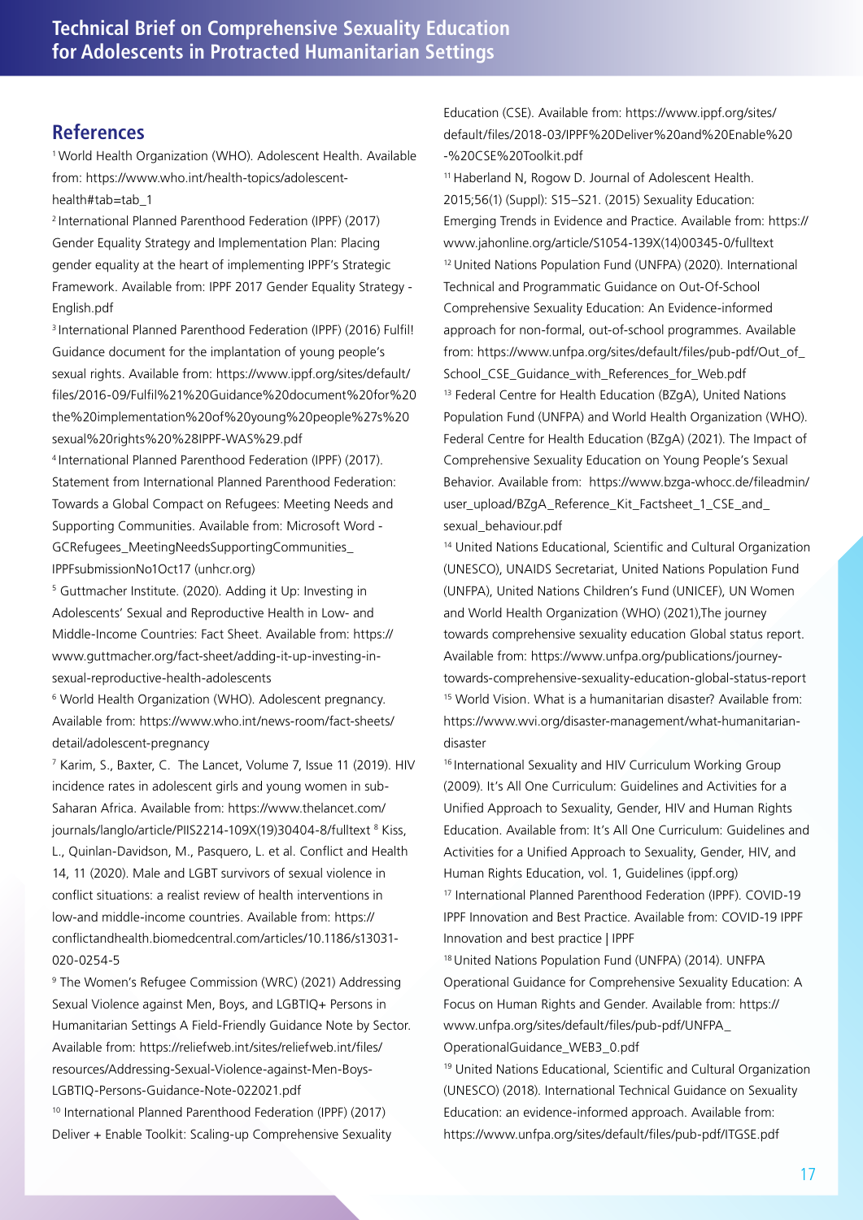## References

[1] World Health Organization (WHO). Adolescent Health. Available from: https://www.who.int/health-topics/adolescent-health#tab=tab_1

[2] International Planned Parenthood Federation (IPPF) (2017) Gender Equality Strategy and Implementation Plan: Placing gender equality at the heart of implementing IPPF's Strategic Framework. Available from: IPPF 2017 Gender Equality Strategy - English.pdf

[3] International Planned Parenthood Federation (IPPF) (2016) Fulfil! Guidance document for the implantation of young people's sexual rights. Available from: https://www.ippf.org/sites/default/files/2016-09/Fulfil%21%20Guidance%20document%20for%20the%20implementation%20of%20young%20people%27s%20sexual%20rights%20%28IPPF-WAS%29.pdf

[4] International Planned Parenthood Federation (IPPF) (2017). Statement from International Planned Parenthood Federation: Towards a Global Compact on Refugees: Meeting Needs and Supporting Communities. Available from: Microsoft Word - GCRefugees_MeetingNeedsSupportingCommunities_IPPFsubmissionNo1Oct17 (unhcr.org)

[5] Guttmacher Institute. (2020). Adding it Up: Investing in Adolescents' Sexual and Reproductive Health in Low- and Middle-Income Countries: Fact Sheet. Available from: https://www.guttmacher.org/fact-sheet/adding-it-up-investing-in-sexual-reproductive-health-adolescents

[6] World Health Organization (WHO). Adolescent pregnancy. Available from: https://www.who.int/news-room/fact-sheets/detail/adolescent-pregnancy

[7] Karim, S., Baxter, C. The Lancet, Volume 7, Issue 11 (2019). HIV incidence rates in adolescent girls and young women in sub-Saharan Africa. Available from: https://www.thelancet.com/journals/langlo/article/PIIS2214-109X(19)30404-8/fulltext

[8] Kiss, L., Quinlan-Davidson, M., Pasquero, L. et al. Conflict and Health 14, 11 (2020). Male and LGBT survivors of sexual violence in conflict situations: a realist review of health interventions in low-and middle-income countries. Available from: https://conflictandhealth.biomedcentral.com/articles/10.1186/s13031-020-0254-5

[9] The Women's Refugee Commission (WRC) (2021) Addressing Sexual Violence against Men, Boys, and LGBTIQ+ Persons in Humanitarian Settings A Field-Friendly Guidance Note by Sector. Available from: https://reliefweb.int/sites/reliefweb.int/files/resources/Addressing-Sexual-Violence-against-Men-Boys-LGBTIQ-Persons-Guidance-Note-022021.pdf

[10] International Planned Parenthood Federation (IPPF) (2017) Deliver + Enable Toolkit: Scaling-up Comprehensive Sexuality Education (CSE). Available from: https://www.ippf.org/sites/default/files/2018-03/IPPF%20Deliver%20and%20Enable%20-%20CSE%20Toolkit.pdf

[11] Haberland N, Rogow D. Journal of Adolescent Health. 2015;56(1) (Suppl): S15–S21. (2015) Sexuality Education: Emerging Trends in Evidence and Practice. Available from: https://www.jahonline.org/article/S1054-139X(14)00345-0/fulltext

[12] United Nations Population Fund (UNFPA) (2020). International Technical and Programmatic Guidance on Out-Of-School Comprehensive Sexuality Education: An Evidence-informed approach for non-formal, out-of-school programmes. Available from: https://www.unfpa.org/sites/default/files/pub-pdf/Out_of_School_CSE_Guidance_with_References_for_Web.pdf

[13] Federal Centre for Health Education (BZgA), United Nations Population Fund (UNFPA) and World Health Organization (WHO). Federal Centre for Health Education (BZgA) (2021). The Impact of Comprehensive Sexuality Education on Young People's Sexual Behavior. Available from: https://www.bzga-whocc.de/fileadmin/user_upload/BZgA_Reference_Kit_Factsheet_1_CSE_and_sexual_behaviour.pdf

[14] United Nations Educational, Scientific and Cultural Organization (UNESCO), UNAIDS Secretariat, United Nations Population Fund (UNFPA), United Nations Children's Fund (UNICEF), UN Women and World Health Organization (WHO) (2021),The journey towards comprehensive sexuality education Global status report. Available from: https://www.unfpa.org/publications/journey-towards-comprehensive-sexuality-education-global-status-report

[15] World Vision. What is a humanitarian disaster? Available from: https://www.wvi.org/disaster-management/what-humanitarian-disaster

[16] International Sexuality and HIV Curriculum Working Group (2009). It's All One Curriculum: Guidelines and Activities for a Unified Approach to Sexuality, Gender, HIV and Human Rights Education. Available from: It's All One Curriculum: Guidelines and Activities for a Unified Approach to Sexuality, Gender, HIV, and Human Rights Education, vol. 1, Guidelines (ippf.org)

[17] International Planned Parenthood Federation (IPPF). COVID-19 IPPF Innovation and Best Practice. Available from: COVID-19 IPPF Innovation and best practice | IPPF

[18] United Nations Population Fund (UNFPA) (2014). UNFPA Operational Guidance for Comprehensive Sexuality Education: A Focus on Human Rights and Gender. Available from: https://www.unfpa.org/sites/default/files/pub-pdf/UNFPA_OperationalGuidance_WEB3_0.pdf

[19] United Nations Educational, Scientific and Cultural Organization (UNESCO) (2018). International Technical Guidance on Sexuality Education: an evidence-informed approach. Available from: https://www.unfpa.org/sites/default/files/pub-pdf/ITGSE.pdf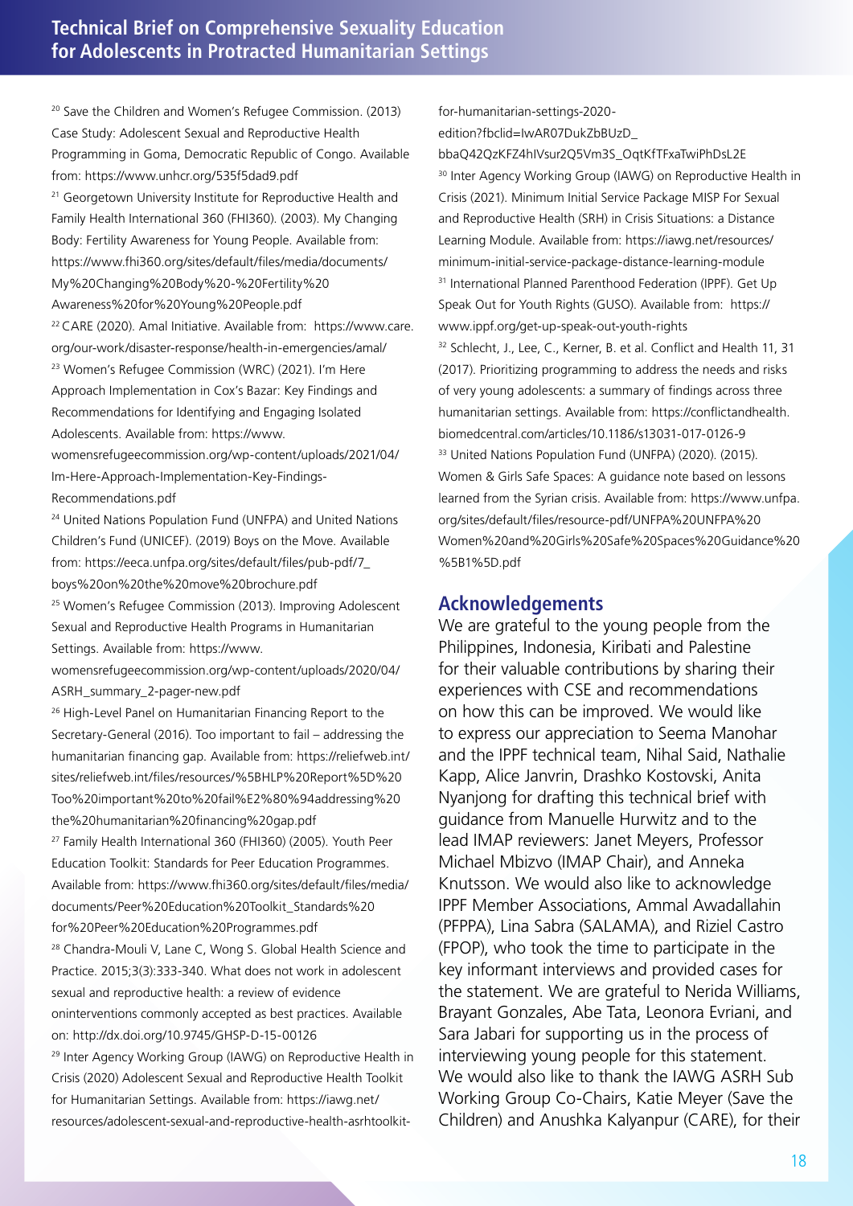[20] Save the Children and Women's Refugee Commission. (2013) Case Study: Adolescent Sexual and Reproductive Health Programming in Goma, Democratic Republic of Congo. Available from: https://www.unhcr.org/535f5dad9.pdf

[21] Georgetown University Institute for Reproductive Health and Family Health International 360 (FHI360). (2003). My Changing Body: Fertility Awareness for Young People. Available from: https://www.fhi360.org/sites/default/files/media/documents/My%20Changing%20Body%20-%20Fertility%20Awareness%20for%20Young%20People.pdf

[22] CARE (2020). Amal Initiative. Available from: https://www.care.org/our-work/disaster-response/health-in-emergencies/amal/

[23] Women's Refugee Commission (WRC) (2021). I'm Here Approach Implementation in Cox's Bazar: Key Findings and Recommendations for Identifying and Engaging Isolated Adolescents. Available from: https://www.womensrefugeecommission.org/wp-content/uploads/2021/04/Im-Here-Approach-Implementation-Key-Findings-Recommendations.pdf

[24] United Nations Population Fund (UNFPA) and United Nations Children's Fund (UNICEF). (2019) Boys on the Move. Available from: https://eeca.unfpa.org/sites/default/files/pub-pdf/7_boys%20on%20the%20move%20brochure.pdf

[25] Women's Refugee Commission (2013). Improving Adolescent Sexual and Reproductive Health Programs in Humanitarian Settings. Available from: https://www.womensrefugeecommission.org/wp-content/uploads/2020/04/ASRH_summary_2-pager-new.pdf

[26] High-Level Panel on Humanitarian Financing Report to the Secretary-General (2016). Too important to fail – addressing the humanitarian financing gap. Available from: https://reliefweb.int/sites/reliefweb.int/files/resources/%5BHLP%20Report%5D%20Too%20important%20to%20fail%E2%80%94addressing%20the%20humanitarian%20financing%20gap.pdf

[27] Family Health International 360 (FHI360) (2005). Youth Peer Education Toolkit: Standards for Peer Education Programmes. Available from: https://www.fhi360.org/sites/default/files/media/documents/Peer%20Education%20Toolkit_Standards%20for%20Peer%20Education%20Programmes.pdf

[28] Chandra-Mouli V, Lane C, Wong S. Global Health Science and Practice. 2015;3(3):333-340. What does not work in adolescent sexual and reproductive health: a review of evidence oninterventions commonly accepted as best practices. Available on: http://dx.doi.org/10.9745/GHSP-D-15-00126

[29] Inter Agency Working Group (IAWG) on Reproductive Health in Crisis (2020) Adolescent Sexual and Reproductive Health Toolkit for Humanitarian Settings. Available from: https://iawg.net/resources/adolescent-sexual-and-reproductive-health-asrhtoolkit-for-humanitarian-settings-2020-edition?fbclid=IwAR07DukZbBUzD_bbaQ42QzKFZ4hIVsur2Q5Vm3S_OqtKfTFxaTwiPhDsL2E

[30] Inter Agency Working Group (IAWG) on Reproductive Health in Crisis (2021). Minimum Initial Service Package MISP For Sexual and Reproductive Health (SRH) in Crisis Situations: a Distance Learning Module. Available from: https://iawg.net/resources/minimum-initial-service-package-distance-learning-module

[31] International Planned Parenthood Federation (IPPF). Get Up Speak Out for Youth Rights (GUSO). Available from: https://www.ippf.org/get-up-speak-out-youth-rights

[32] Schlecht, J., Lee, C., Kerner, B. et al. Conflict and Health 11, 31 (2017). Prioritizing programming to address the needs and risks of very young adolescents: a summary of findings across three humanitarian settings. Available from: https://conflictandhealth.biomedcentral.com/articles/10.1186/s13031-017-0126-9

[33] United Nations Population Fund (UNFPA) (2020). (2015). Women & Girls Safe Spaces: A guidance note based on lessons learned from the Syrian crisis. Available from: https://www.unfpa.org/sites/default/files/resource-pdf/UNFPA%20UNFPA%20Women%20and%20Girls%20Safe%20Spaces%20Guidance%20%5B1%5D.pdf

## Acknowledgements

We are grateful to the young people from the Philippines, Indonesia, Kiribati and Palestine for their valuable contributions by sharing their experiences with CSE and recommendations on how this can be improved. We would like to express our appreciation to Seema Manohar and the IPPF technical team, Nihal Said, Nathalie Kapp, Alice Janvrin, Drashko Kostovski, Anita Nyanjong for drafting this technical brief with guidance from Manuelle Hurwitz and to the lead IMAP reviewers: Janet Meyers, Professor Michael Mbizvo (IMAP Chair), and Anneka Knutsson. We would also like to acknowledge IPPF Member Associations, Ammal Awadallahin (PFPPA), Lina Sabra (SALAMA), and Riziel Castro (FPOP), who took the time to participate in the key informant interviews and provided cases for the statement. We are grateful to Nerida Williams, Brayant Gonzales, Abe Tata, Leonora Evriani, and Sara Jabari for supporting us in the process of interviewing young people for this statement. We would also like to thank the IAWG ASRH Sub Working Group Co-Chairs, Katie Meyer (Save the Children) and Anushka Kalyanpur (CARE), for their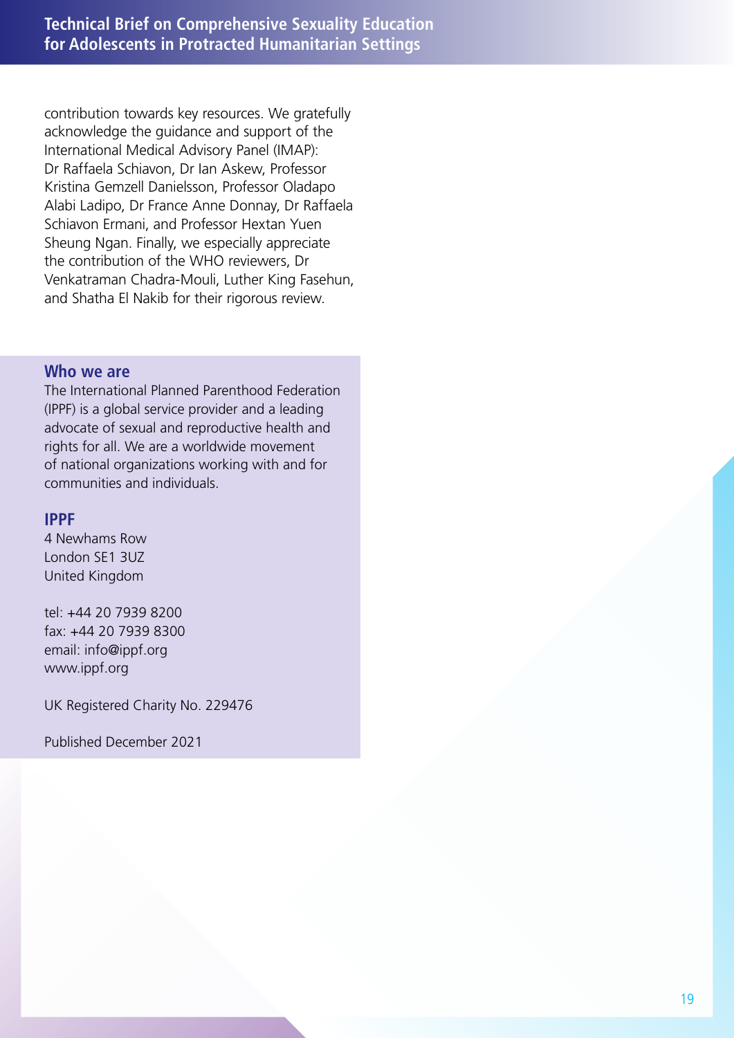contribution towards key resources. We gratefully acknowledge the guidance and support of the International Medical Advisory Panel (IMAP): Dr Raffaela Schiavon, Dr Ian Askew, Professor Kristina Gemzell Danielsson, Professor Oladapo Alabi Ladipo, Dr France Anne Donnay, Dr Raffaela Schiavon Ermani, and Professor Hextan Yuen Sheung Ngan. Finally, we especially appreciate the contribution of the WHO reviewers, Dr Venkatraman Chadra-Mouli, Luther King Fasehun, and Shatha El Nakib for their rigorous review.

## Who we are

The International Planned Parenthood Federation (IPPF) is a global service provider and a leading advocate of sexual and reproductive health and rights for all. We are a worldwide movement of national organizations working with and for communities and individuals.

## IPPF

4 Newhams Row
London SE1 3UZ
United Kingdom

tel: +44 20 7939 8200
fax: +44 20 7939 8300
email: info@ippf.org
www.ippf.org

UK Registered Charity No. 229476

Published December 2021